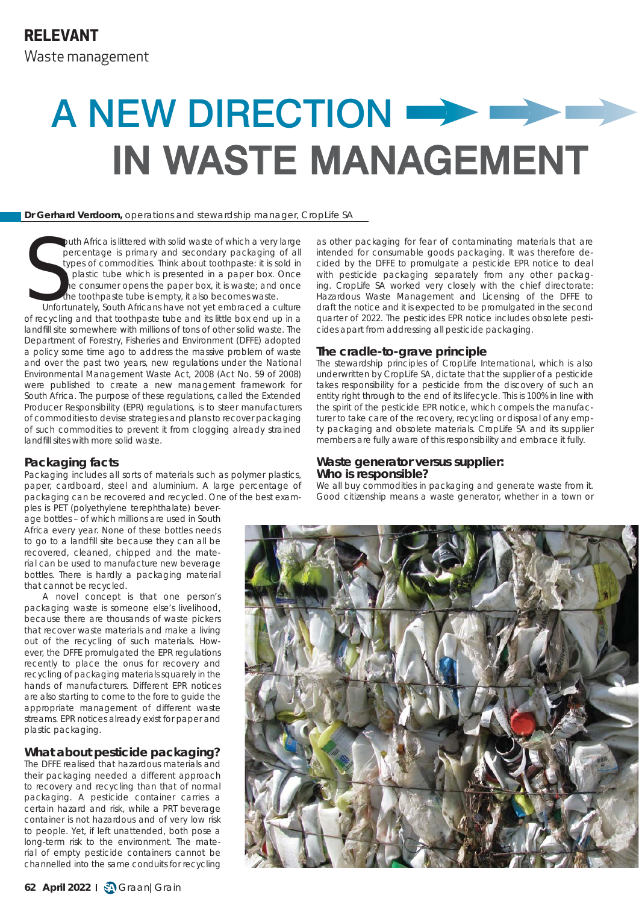**RELEVANT**
Waste management

# A NEW DIRECTION IN WASTE MANAGEMENT

**Dr Gerhard Verdoorn,** operations and stewardship manager, CropLife SA

South Africa is littered with solid waste of which a very large percentage is primary and secondary packaging of all types of commodities. Think about toothpaste: it is sold in a plastic tube which is presented in a paper box. Once the consumer opens the paper box, it is waste; and once the toothpaste tube is empty, it also becomes waste.

Unfortunately, South Africans have not yet embraced a culture of recycling and that toothpaste tube and its little box end up in a landfill site somewhere with millions of tons of other solid waste. The Department of Forestry, Fisheries and Environment (DFFE) adopted a policy some time ago to address the massive problem of waste and over the past two years, new regulations under the National Environmental Management Waste Act, 2008 (Act No. 59 of 2008) were published to create a new management framework for South Africa. The purpose of these regulations, called the Extended Producer Responsibility (EPR) regulations, is to steer manufacturers of commodities to devise strategies and plans to recover packaging of such commodities to prevent it from clogging already strained landfill sites with more solid waste.

## Packaging facts

Packaging includes all sorts of materials such as polymer plastics, paper, cardboard, steel and aluminium. A large percentage of packaging can be recovered and recycled. One of the best examples is PET (polyethylene terephthalate) beverage bottles – of which millions are used in South Africa every year. None of these bottles needs to go to a landfill site because they can all be recovered, cleaned, chipped and the material can be used to manufacture new beverage bottles. There is hardly a packaging material that cannot be recycled.

A novel concept is that one person's packaging waste is someone else's livelihood, because there are thousands of waste pickers that recover waste materials and make a living out of the recycling of such materials. However, the DFFE promulgated the EPR regulations recently to place the onus for recovery and recycling of packaging materials squarely in the hands of manufacturers. Different EPR notices are also starting to come to the fore to guide the appropriate management of different waste streams. EPR notices already exist for paper and plastic packaging.

## What about pesticide packaging?

The DFFE realised that hazardous materials and their packaging needed a different approach to recovery and recycling than that of normal packaging. A pesticide container carries a certain hazard and risk, while a PRT beverage container is not hazardous and of very low risk to people. Yet, if left unattended, both pose a long-term risk to the environment. The material of empty pesticide containers cannot be channelled into the same conduits for recycling as other packaging for fear of contaminating materials that are intended for consumable goods packaging. It was therefore decided by the DFFE to promulgate a pesticide EPR notice to deal with pesticide packaging separately from any other packaging. CropLife SA worked very closely with the chief directorate: Hazardous Waste Management and Licensing of the DFFE to draft the notice and it is expected to be promulgated in the second quarter of 2022. The pesticides EPR notice includes obsolete pesticides apart from addressing all pesticide packaging.

## The cradle-to-grave principle

The stewardship principles of CropLife International, which is also underwritten by CropLife SA, dictate that the supplier of a pesticide takes responsibility for a pesticide from the discovery of such an entity right through to the end of its lifecycle. This is 100% in line with the spirit of the pesticide EPR notice, which compels the manufacturer to take care of the recovery, recycling or disposal of any empty packaging and obsolete materials. CropLife SA and its supplier members are fully aware of this responsibility and embrace it fully.

## Waste generator versus supplier: Who is responsible?

We all buy commodities in packaging and generate waste from it. Good citizenship means a waste generator, whether in a town or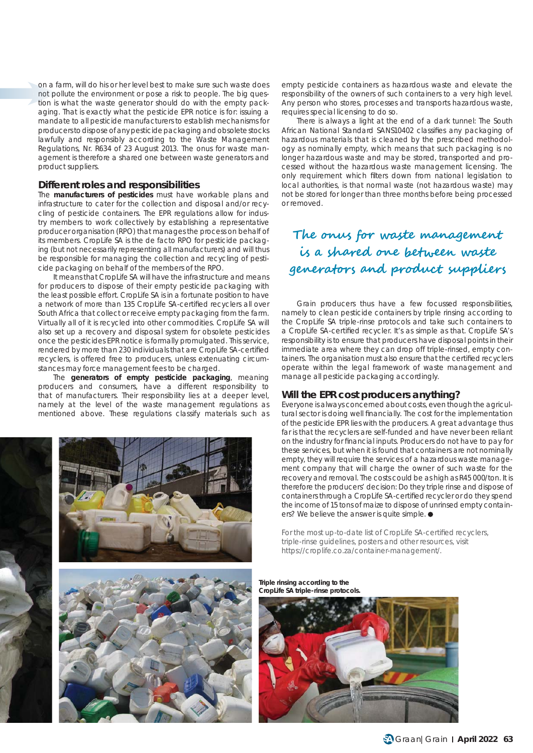on a farm, will do his or her level best to make sure such waste does not pollute the environment or pose a risk to people. The big question is what the waste generator should do with the empty packaging. That is exactly what the pesticide EPR notice is for: issuing a mandate to all pesticide manufacturers to establish mechanisms for producers to dispose of any pesticide packaging and obsolete stocks lawfully and responsibly according to the Waste Management Regulations, Nr. R634 of 23 August 2013. The onus for waste management is therefore a shared one between waste generators and product suppliers.

## Different roles and responsibilities

The **manufacturers of pesticides** must have workable plans and infrastructure to cater for the collection and disposal and/or recycling of pesticide containers. The EPR regulations allow for industry members to work collectively by establishing a representative producer organisation (RPO) that manages the process on behalf of its members. CropLife SA is the de facto RPO for pesticide packaging (but not necessarily representing all manufacturers) and will thus be responsible for managing the collection and recycling of pesticide packaging on behalf of the members of the RPO.

It means that CropLife SA will have the infrastructure and means for producers to dispose of their empty pesticide packaging with the least possible effort. CropLife SA is in a fortunate position to have a network of more than 135 CropLife SA-certified recyclers all over South Africa that collect or receive empty packaging from the farm. Virtually all of it is recycled into other commodities. CropLife SA will also set up a recovery and disposal system for obsolete pesticides once the pesticides EPR notice is formally promulgated. This service, rendered by more than 230 individuals that are CropLife SA-certified recyclers, is offered free to producers, unless extenuating circumstances may force management fees to be charged.

The **generators of empty pesticide packaging**, meaning producers and consumers, have a different responsibility to that of manufacturers. Their responsibility lies at a deeper level, namely at the level of the waste management regulations as mentioned above. These regulations classify materials such as empty pesticide containers as hazardous waste and elevate the responsibility of the owners of such containers to a very high level. Any person who stores, processes and transports hazardous waste, requires special licensing to do so.

There is always a light at the end of a dark tunnel: The South African National Standard SANS10402 classifies any packaging of hazardous materials that is cleaned by the prescribed methodology as nominally empty, which means that such packaging is no longer hazardous waste and may be stored, transported and processed without the hazardous waste management licensing. The only requirement which filters down from national legislation to local authorities, is that normal waste (not hazardous waste) may not be stored for longer than three months before being processed or removed.

*The onus for waste management is a shared one between waste generators and product suppliers*

Grain producers thus have a few focussed responsibilities, namely to clean pesticide containers by triple rinsing according to the CropLife SA triple-rinse protocols and take such containers to a CropLife SA-certified recycler. It's as simple as that. CropLife SA's responsibility is to ensure that producers have disposal points in their immediate area where they can drop off triple-rinsed, empty containers. The organisation must also ensure that the certified recyclers operate within the legal framework of waste management and manage all pesticide packaging accordingly.

## Will the EPR cost producers anything?

Everyone is always concerned about costs, even though the agricultural sector is doing well financially. The cost for the implementation of the pesticide EPR lies with the producers. A great advantage thus far is that the recyclers are self-funded and have never been reliant on the industry for financial inputs. Producers do not have to pay for these services, but when it is found that containers are not nominally empty, they will require the services of a hazardous waste management company that will charge the owner of such waste for the recovery and removal. The costs could be as high as R45 000/ton. It is therefore the producers' decision: Do they triple rinse and dispose of containers through a CropLife SA-certified recycler or do they spend the income of 15 tons of maize to dispose of unrinsed empty containers? We believe the answer is quite simple.

For the most up-to-date list of CropLife SA-certified recyclers, triple-rinse guidelines, posters and other resources, visit https://croplife.co.za/container-management/.

**Triple rinsing according to the CropLife SA triple-rinse protocols.**